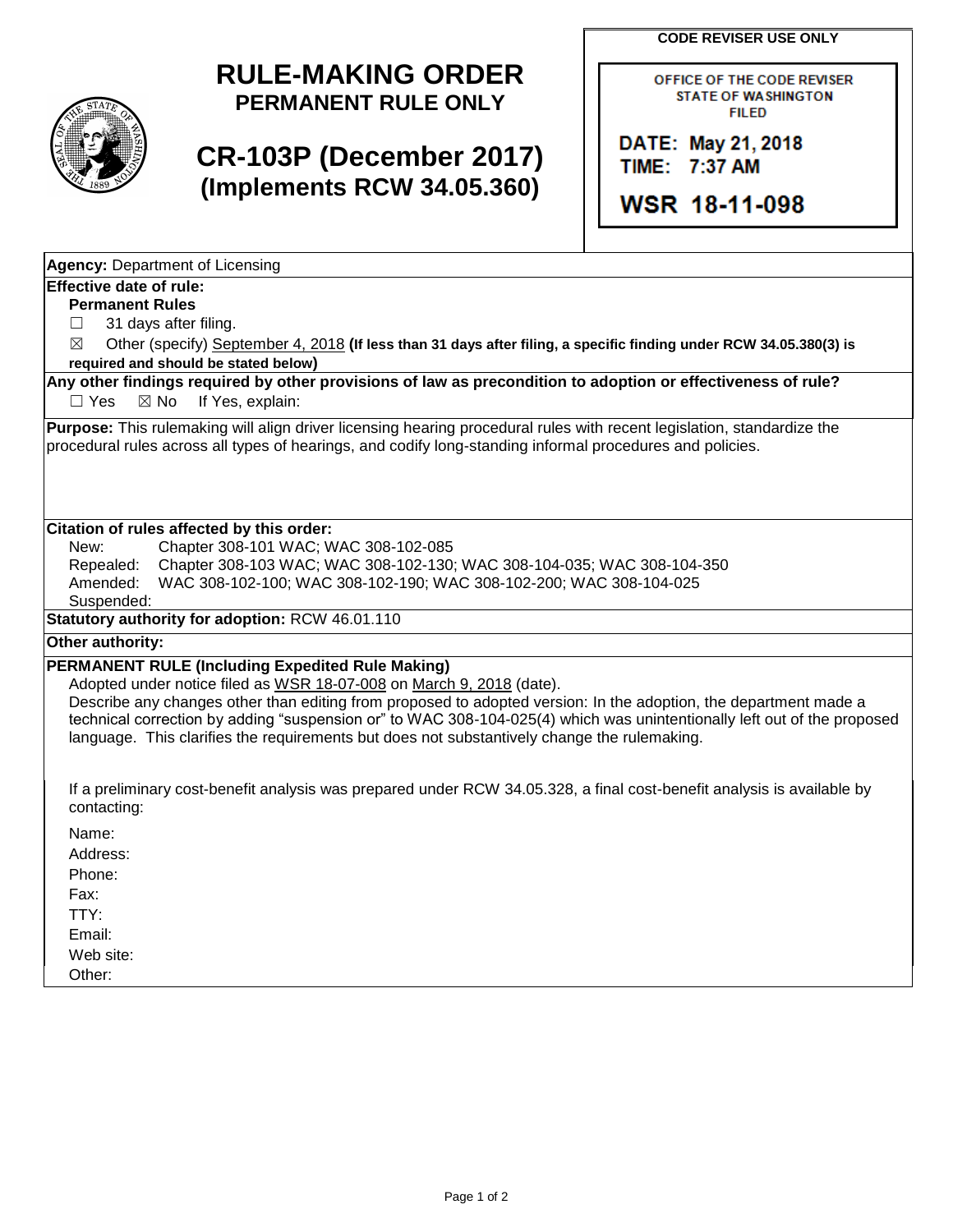# RULE-MAKING ORDER
## PERMANENT RULE ONLY

## CR-103P (December 2017)
## (Implements RCW 34.05.360)

**CODE REVISER USE ONLY**

OFFICE OF THE CODE REVISER
STATE OF WASHINGTON
FILED

DATE: May 21, 2018
TIME: 7:37 AM

WSR 18-11-098

**Agency:** Department of Licensing

**Effective date of rule:**

**Permanent Rules**

☐ 31 days after filing.

☒ Other (specify) September 4, 2018 **(If less than 31 days after filing, a specific finding under RCW 34.05.380(3) is required and should be stated below)**

**Any other findings required by other provisions of law as precondition to adoption or effectiveness of rule?**

☐ Yes ☒ No If Yes, explain:

**Purpose:** This rulemaking will align driver licensing hearing procedural rules with recent legislation, standardize the procedural rules across all types of hearings, and codify long-standing informal procedures and policies.

**Citation of rules affected by this order:**

New: Chapter 308-101 WAC; WAC 308-102-085
Repealed: Chapter 308-103 WAC; WAC 308-102-130; WAC 308-104-035; WAC 308-104-350
Amended: WAC 308-102-100; WAC 308-102-190; WAC 308-102-200; WAC 308-104-025
Suspended:

**Statutory authority for adoption:** RCW 46.01.110

**Other authority:**

**PERMANENT RULE (Including Expedited Rule Making)**

Adopted under notice filed as WSR 18-07-008 on March 9, 2018 (date).

Describe any changes other than editing from proposed to adopted version: In the adoption, the department made a technical correction by adding "suspension or" to WAC 308-104-025(4) which was unintentionally left out of the proposed language. This clarifies the requirements but does not substantively change the rulemaking.

If a preliminary cost-benefit analysis was prepared under RCW 34.05.328, a final cost-benefit analysis is available by contacting:

Name:
Address:
Phone:
Fax:
TTY:
Email:
Web site:
Other: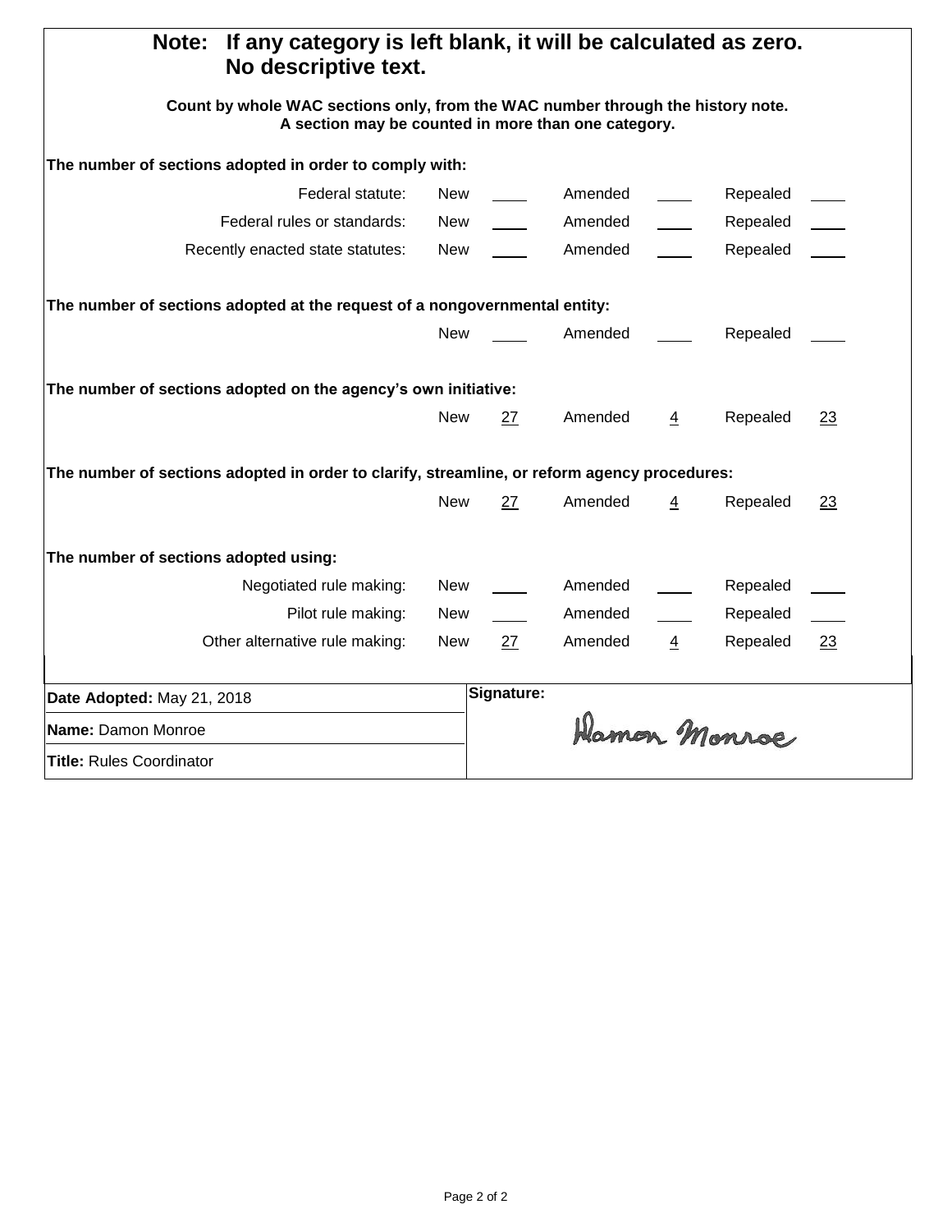**Note: If any category is left blank, it will be calculated as zero. No descriptive text.**

**Count by whole WAC sections only, from the WAC number through the history note. A section may be counted in more than one category.**

**The number of sections adopted in order to comply with:**

| | | | | | | |
|---|---|---|---|---|---|---|
| Federal statute: | New | | Amended | | Repealed | |
| Federal rules or standards: | New | | Amended | | Repealed | |
| Recently enacted state statutes: | New | | Amended | | Repealed | |

**The number of sections adopted at the request of a nongovernmental entity:**

| | | | | | |
|---|---|---|---|---|---|
| New | | Amended | | Repealed | |

**The number of sections adopted on the agency's own initiative:**

| | | | | | |
|---|---|---|---|---|---|
| New | 27 | Amended | 4 | Repealed | 23 |

**The number of sections adopted in order to clarify, streamline, or reform agency procedures:**

| | | | | | |
|---|---|---|---|---|---|
| New | 27 | Amended | 4 | Repealed | 23 |

**The number of sections adopted using:**

| | | | | | | |
|---|---|---|---|---|---|---|
| Negotiated rule making: | New | | Amended | | Repealed | |
| Pilot rule making: | New | | Amended | | Repealed | |
| Other alternative rule making: | New | 27 | Amended | 4 | Repealed | 23 |

| | |
|---|---|
| **Date Adopted:** May 21, 2018 | **Signature:** |
| **Name:** Damon Monroe | Damon Monroe |
| **Title:** Rules Coordinator | |